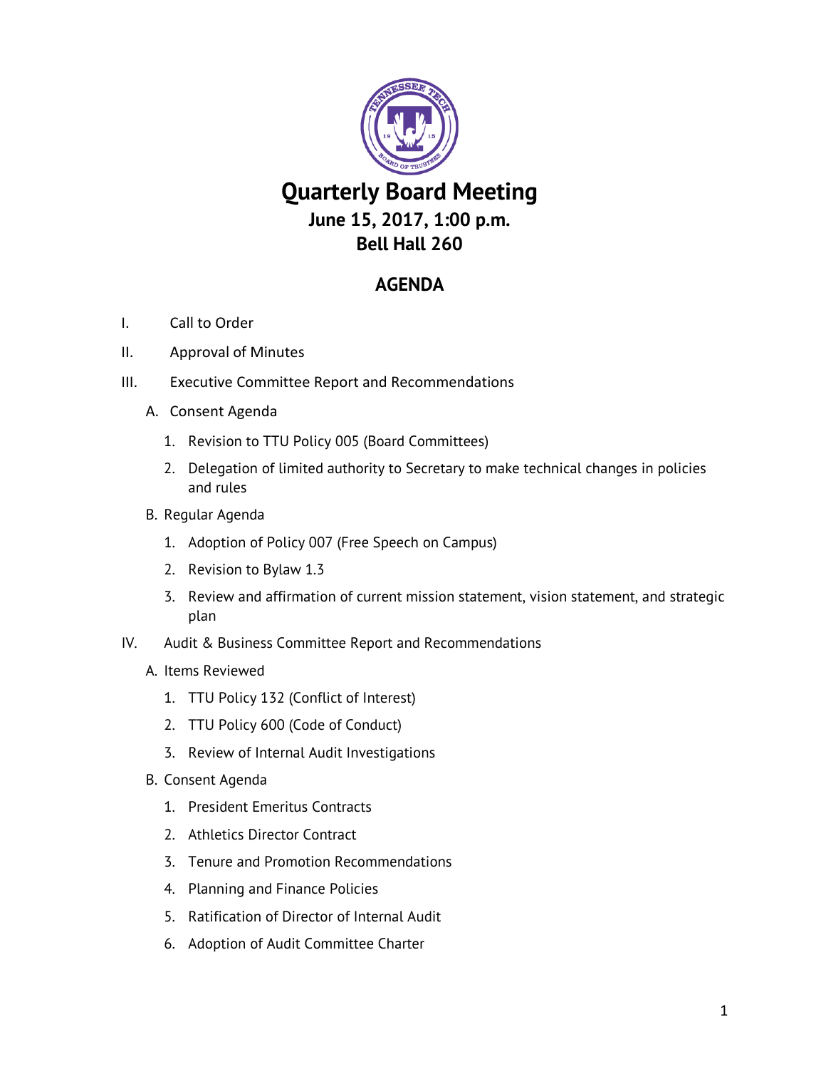# Quarterly Board Meeting

## June 15, 2017, 1:00 p.m.

## Bell Hall 260

## AGENDA

I. Call to Order

II. Approval of Minutes

III. Executive Committee Report and Recommendations

   A. Consent Agenda

      1. Revision to TTU Policy 005 (Board Committees)
      2. Delegation of limited authority to Secretary to make technical changes in policies and rules

   B. Regular Agenda

      1. Adoption of Policy 007 (Free Speech on Campus)
      2. Revision to Bylaw 1.3
      3. Review and affirmation of current mission statement, vision statement, and strategic plan

IV. Audit & Business Committee Report and Recommendations

   A. Items Reviewed

      1. TTU Policy 132 (Conflict of Interest)
      2. TTU Policy 600 (Code of Conduct)
      3. Review of Internal Audit Investigations

   B. Consent Agenda

      1. President Emeritus Contracts
      2. Athletics Director Contract
      3. Tenure and Promotion Recommendations
      4. Planning and Finance Policies
      5. Ratification of Director of Internal Audit
      6. Adoption of Audit Committee Charter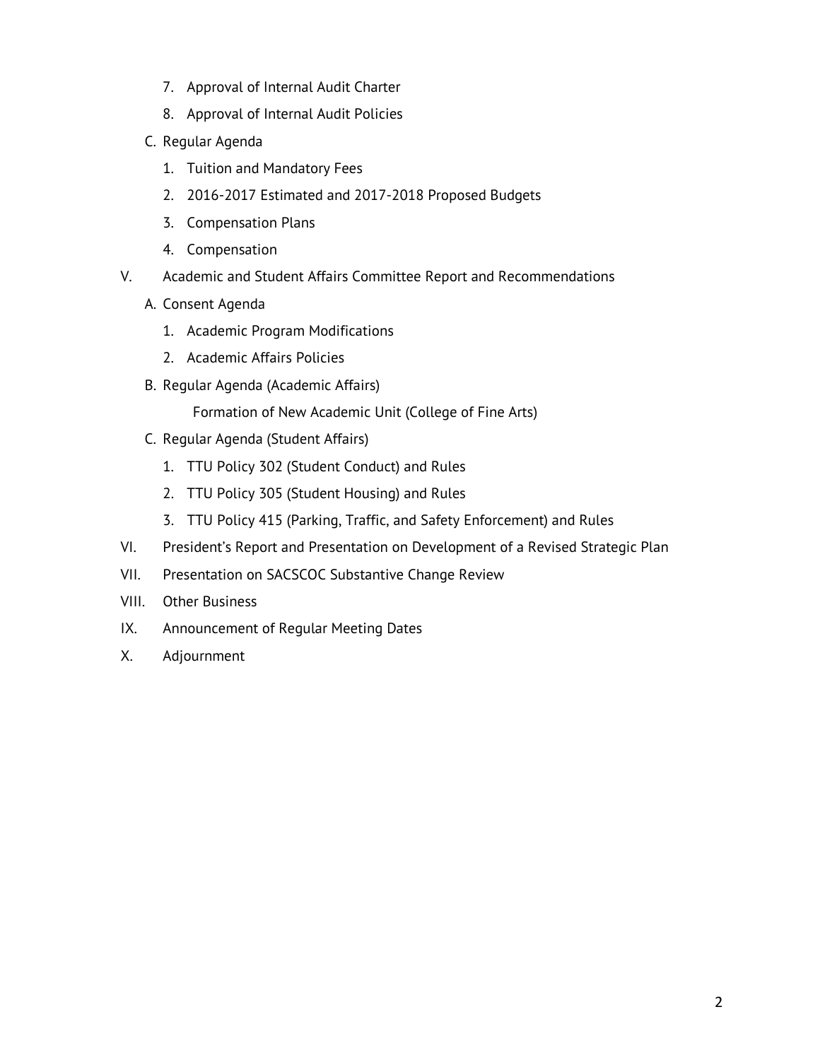7. Approval of Internal Audit Charter
    8. Approval of Internal Audit Policies

  C. Regular Agenda
    1. Tuition and Mandatory Fees
    2. 2016-2017 Estimated and 2017-2018 Proposed Budgets
    3. Compensation Plans
    4. Compensation

V. Academic and Student Affairs Committee Report and Recommendations

  A. Consent Agenda
    1. Academic Program Modifications
    2. Academic Affairs Policies

  B. Regular Agenda (Academic Affairs)

    Formation of New Academic Unit (College of Fine Arts)

  C. Regular Agenda (Student Affairs)
    1. TTU Policy 302 (Student Conduct) and Rules
    2. TTU Policy 305 (Student Housing) and Rules
    3. TTU Policy 415 (Parking, Traffic, and Safety Enforcement) and Rules

VI. President's Report and Presentation on Development of a Revised Strategic Plan

VII. Presentation on SACSCOC Substantive Change Review

VIII. Other Business

IX. Announcement of Regular Meeting Dates

X. Adjournment